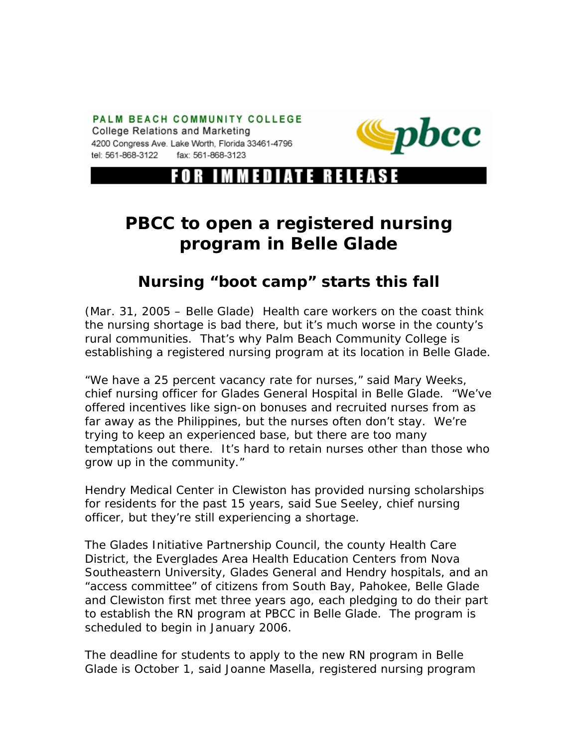PALM BEACH COMMUNITY COLLEGE
College Relations and Marketing
4200 Congress Ave. Lake Worth, Florida 33461-4796
tel: 561-868-3122 fax: 561-868-3123

pbcc

**FOR IMMEDIATE RELEASE**

# PBCC to open a registered nursing program in Belle Glade

## Nursing "boot camp" starts this fall

(Mar. 31, 2005 – Belle Glade) Health care workers on the coast think the nursing shortage is bad there, but it's much worse in the county's rural communities. That's why Palm Beach Community College is establishing a registered nursing program at its location in Belle Glade.

"We have a 25 percent vacancy rate for nurses," said Mary Weeks, chief nursing officer for Glades General Hospital in Belle Glade. "We've offered incentives like sign-on bonuses and recruited nurses from as far away as the Philippines, but the nurses often don't stay. We're trying to keep an experienced base, but there are too many temptations out there. It's hard to retain nurses other than those who grow up in the community."

Hendry Medical Center in Clewiston has provided nursing scholarships for residents for the past 15 years, said Sue Seeley, chief nursing officer, but they're still experiencing a shortage.

The Glades Initiative Partnership Council, the county Health Care District, the Everglades Area Health Education Centers from Nova Southeastern University, Glades General and Hendry hospitals, and an "access committee" of citizens from South Bay, Pahokee, Belle Glade and Clewiston first met three years ago, each pledging to do their part to establish the RN program at PBCC in Belle Glade. The program is scheduled to begin in January 2006.

The deadline for students to apply to the new RN program in Belle Glade is October 1, said Joanne Masella, registered nursing program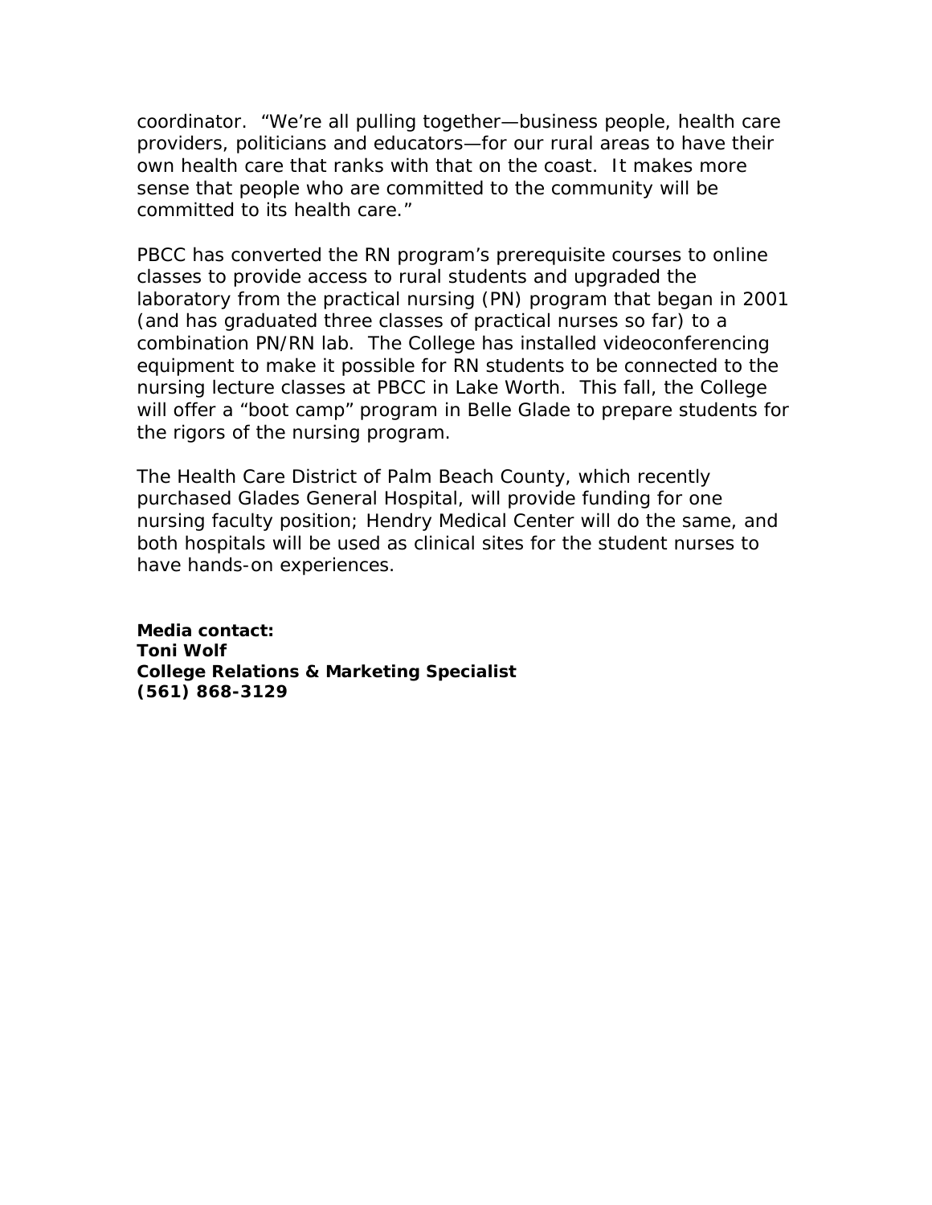coordinator. "We're all pulling together—business people, health care providers, politicians and educators—for our rural areas to have their own health care that ranks with that on the coast. It makes more sense that people who are committed to the community will be committed to its health care."

PBCC has converted the RN program's prerequisite courses to online classes to provide access to rural students and upgraded the laboratory from the practical nursing (PN) program that began in 2001 (and has graduated three classes of practical nurses so far) to a combination PN/RN lab. The College has installed videoconferencing equipment to make it possible for RN students to be connected to the nursing lecture classes at PBCC in Lake Worth. This fall, the College will offer a "boot camp" program in Belle Glade to prepare students for the rigors of the nursing program.

The Health Care District of Palm Beach County, which recently purchased Glades General Hospital, will provide funding for one nursing faculty position; Hendry Medical Center will do the same, and both hospitals will be used as clinical sites for the student nurses to have hands-on experiences.

**Media contact:**
**Toni Wolf**
**College Relations & Marketing Specialist**
**(561) 868-3129**